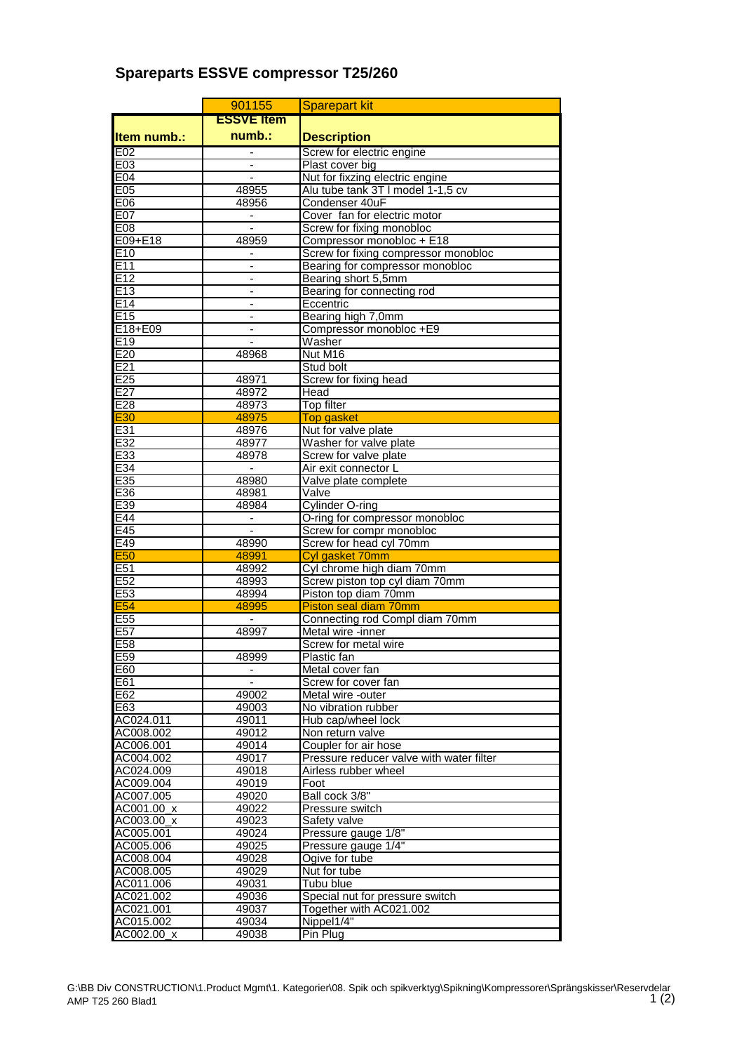## Spareparts ESSVE compressor T25/260

| | 901155 | Sparepart kit |
|---|---|---|
| **Item numb.:** | **ESSVE Item numb.:** | **Description** |
| E02 | - | Screw for electric engine |
| E03 | - | Plast cover big |
| E04 | - | Nut for fixzing electric engine |
| E05 | 48955 | Alu tube tank 3T l model 1-1,5 cv |
| E06 | 48956 | Condenser 40uF |
| E07 | - | Cover fan for electric motor |
| E08 | - | Screw for fixing monobloc |
| E09+E18 | 48959 | Compressor monobloc + E18 |
| E10 | - | Screw for fixing compressor monobloc |
| E11 | - | Bearing for compressor monobloc |
| E12 | - | Bearing short 5,5mm |
| E13 | - | Bearing for connecting rod |
| E14 | - | Eccentric |
| E15 | - | Bearing high 7,0mm |
| E18+E09 | - | Compressor monobloc +E9 |
| E19 | - | Washer |
| E20 | 48968 | Nut M16 |
| E21 | | Stud bolt |
| E25 | 48971 | Screw for fixing head |
| E27 | 48972 | Head |
| E28 | 48973 | Top filter |
| E30 | 48975 | Top gasket |
| E31 | 48976 | Nut for valve plate |
| E32 | 48977 | Washer for valve plate |
| E33 | 48978 | Screw for valve plate |
| E34 | - | Air exit connector L |
| E35 | 48980 | Valve plate complete |
| E36 | 48981 | Valve |
| E39 | 48984 | Cylinder O-ring |
| E44 | - | O-ring for compressor monobloc |
| E45 | - | Screw for compr monobloc |
| E49 | 48990 | Screw for head cyl 70mm |
| E50 | 48991 | Cyl gasket 70mm |
| E51 | 48992 | Cyl chrome high diam 70mm |
| E52 | 48993 | Screw piston top cyl diam 70mm |
| E53 | 48994 | Piston top diam 70mm |
| E54 | 48995 | Piston seal diam 70mm |
| E55 | - | Connecting rod Compl diam 70mm |
| E57 | 48997 | Metal wire -inner |
| E58 | | Screw for metal wire |
| E59 | 48999 | Plastic fan |
| E60 | - | Metal cover fan |
| E61 | - | Screw for cover fan |
| E62 | 49002 | Metal wire -outer |
| E63 | 49003 | No vibration rubber |
| AC024.011 | 49011 | Hub cap/wheel lock |
| AC008.002 | 49012 | Non return valve |
| AC006.001 | 49014 | Coupler for air hose |
| AC004.002 | 49017 | Pressure reducer valve with water filter |
| AC024.009 | 49018 | Airless rubber wheel |
| AC009.004 | 49019 | Foot |
| AC007.005 | 49020 | Ball cock 3/8" |
| AC001.00_x | 49022 | Pressure switch |
| AC003.00_x | 49023 | Safety valve |
| AC005.001 | 49024 | Pressure gauge 1/8" |
| AC005.006 | 49025 | Pressure gauge 1/4" |
| AC008.004 | 49028 | Ogive for tube |
| AC008.005 | 49029 | Nut for tube |
| AC011.006 | 49031 | Tubu blue |
| AC021.002 | 49036 | Special nut for pressure switch |
| AC021.001 | 49037 | Together with AC021.002 |
| AC015.002 | 49034 | Nippel1/4" |
| AC002.00_x | 49038 | Pin Plug |

G:\BB Div CONSTRUCTION\1.Product Mgmt\1. Kategorier\08. Spik och spikverktyg\Spikning\Kompressorer\Sprängskisser\Reservdelar AMP T25 260 Blad1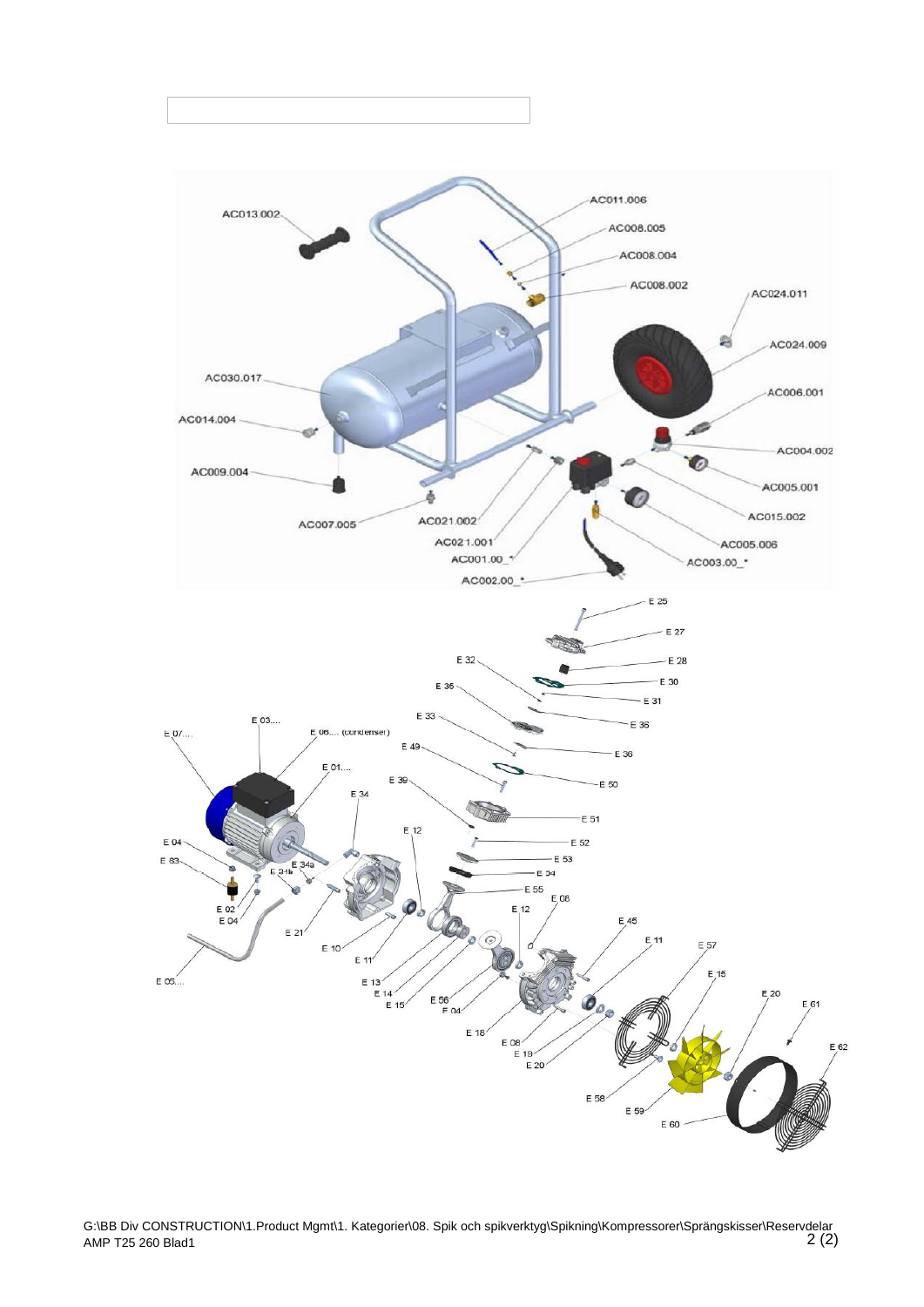AC013.002

AC011.006

AC008.005

AC008.004

AC008.002

AC024.011

AC024.009

AC030.017

AC006.001

AC014.004

AC004.002

AC009.004

AC005.001

AC015.002

AC007.005

AC021.002

AC021.001

AC005.006

AC001.00_*

AC003.00_*

AC002.00_*

E 25

E 27

E 32

E 28

E 30

E 35

E 31

E 33

E 36

E 03....

E 07....

E 06.... (condenser)

E 49

E 36

E 01....

E 39

E 50

E 34

E 51

E 12

E 52

E 04

E 63

E 34a

E 53

E 34b

E 54

E 55

E 02

E 08

E 04

E 12

E 45

E 21

E 10

E 11

E 11

E 57

E 13

E 15

E 14

E 56

E 20

E 15

E 04

E 61

E 18

E 62

E 08

E 19

E 20

E 58

E 59

E 60

E 05....